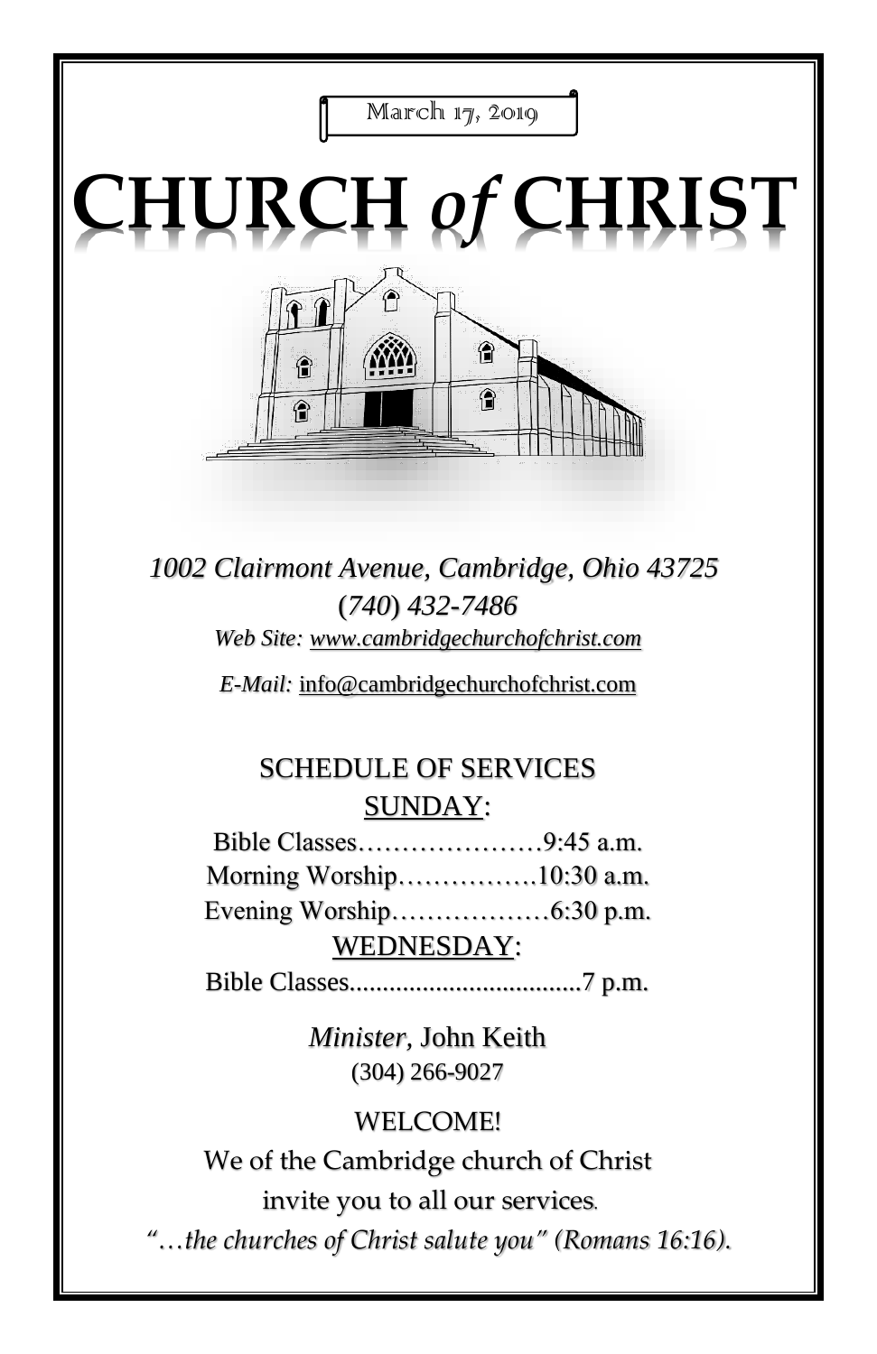March 17, 2019

# CHURCH *of* CHRIST

*1002 Clairmont Avenue, Cambridge, Ohio 43725*
*(740) 432-7486*
*Web Site: www.cambridgechurchofchrist.com*

*E-Mail:* info@cambridgechurchofchrist.com

## SCHEDULE OF SERVICES

### SUNDAY:

Bible Classes…………………9:45 a.m.
Morning Worship…………….10:30 a.m.
Evening Worship………………6:30 p.m.

### WEDNESDAY:

Bible Classes...................................7 p.m.

*Minister,* John Keith
(304) 266-9027

WELCOME!
We of the Cambridge church of Christ
invite you to all our services.
*"…the churches of Christ salute you" (Romans 16:16).*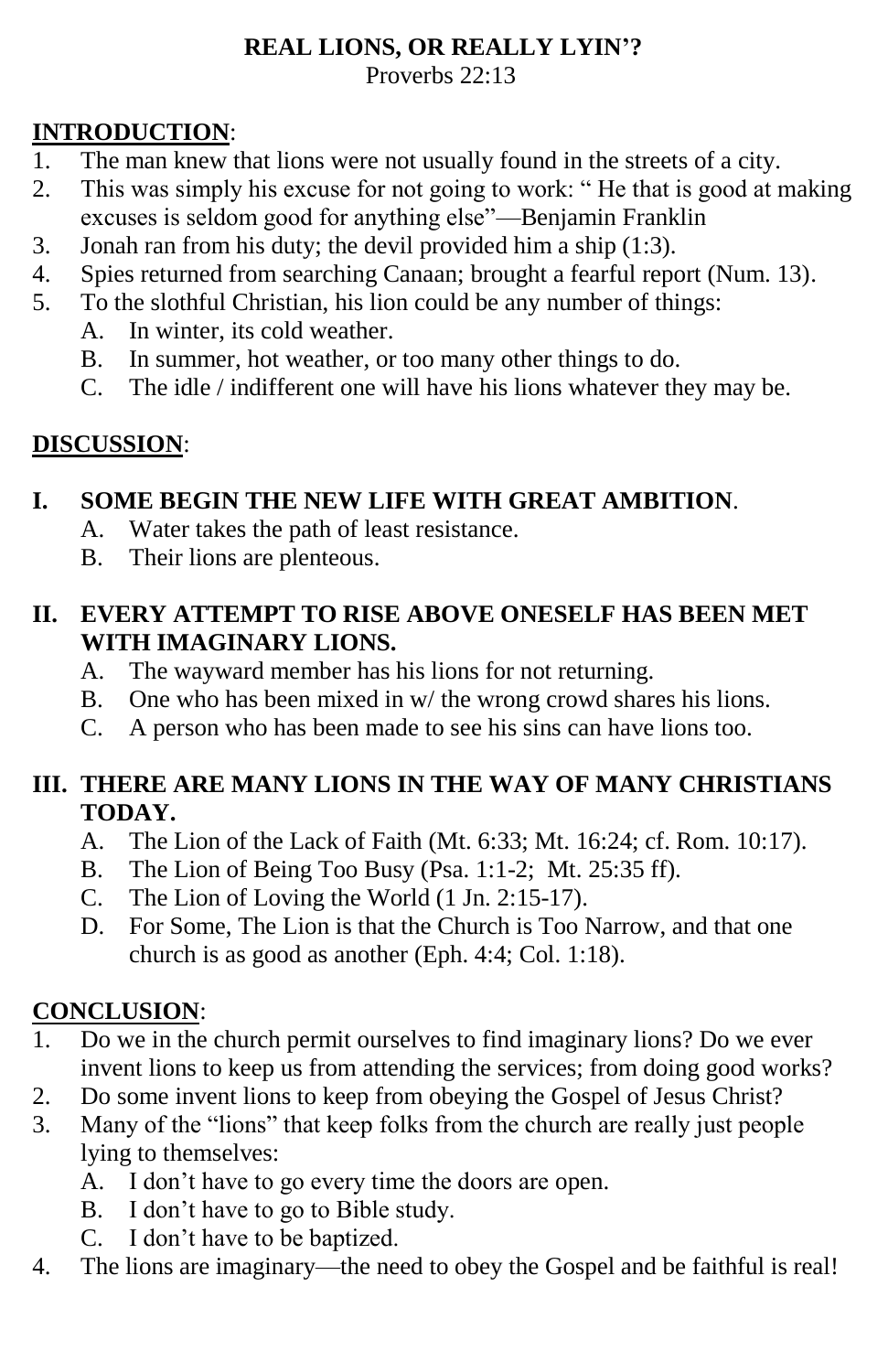# REAL LIONS, OR REALLY LYIN'?

Proverbs 22:13

**INTRODUCTION**:

1. The man knew that lions were not usually found in the streets of a city.
2. This was simply his excuse for not going to work: " He that is good at making excuses is seldom good for anything else"—Benjamin Franklin
3. Jonah ran from his duty; the devil provided him a ship (1:3).
4. Spies returned from searching Canaan; brought a fearful report (Num. 13).
5. To the slothful Christian, his lion could be any number of things:
   - A. In winter, its cold weather.
   - B. In summer, hot weather, or too many other things to do.
   - C. The idle / indifferent one will have his lions whatever they may be.

**DISCUSSION**:

**I. SOME BEGIN THE NEW LIFE WITH GREAT AMBITION**.
   - A. Water takes the path of least resistance.
   - B. Their lions are plenteous.

**II. EVERY ATTEMPT TO RISE ABOVE ONESELF HAS BEEN MET WITH IMAGINARY LIONS.**
   - A. The wayward member has his lions for not returning.
   - B. One who has been mixed in w/ the wrong crowd shares his lions.
   - C. A person who has been made to see his sins can have lions too.

**III. THERE ARE MANY LIONS IN THE WAY OF MANY CHRISTIANS TODAY.**
   - A. The Lion of the Lack of Faith (Mt. 6:33; Mt. 16:24; cf. Rom. 10:17).
   - B. The Lion of Being Too Busy (Psa. 1:1-2; Mt. 25:35 ff).
   - C. The Lion of Loving the World (1 Jn. 2:15-17).
   - D. For Some, The Lion is that the Church is Too Narrow, and that one church is as good as another (Eph. 4:4; Col. 1:18).

**CONCLUSION**:

1. Do we in the church permit ourselves to find imaginary lions? Do we ever invent lions to keep us from attending the services; from doing good works?
2. Do some invent lions to keep from obeying the Gospel of Jesus Christ?
3. Many of the "lions" that keep folks from the church are really just people lying to themselves:
   - A. I don't have to go every time the doors are open.
   - B. I don't have to go to Bible study.
   - C. I don't have to be baptized.
4. The lions are imaginary—the need to obey the Gospel and be faithful is real!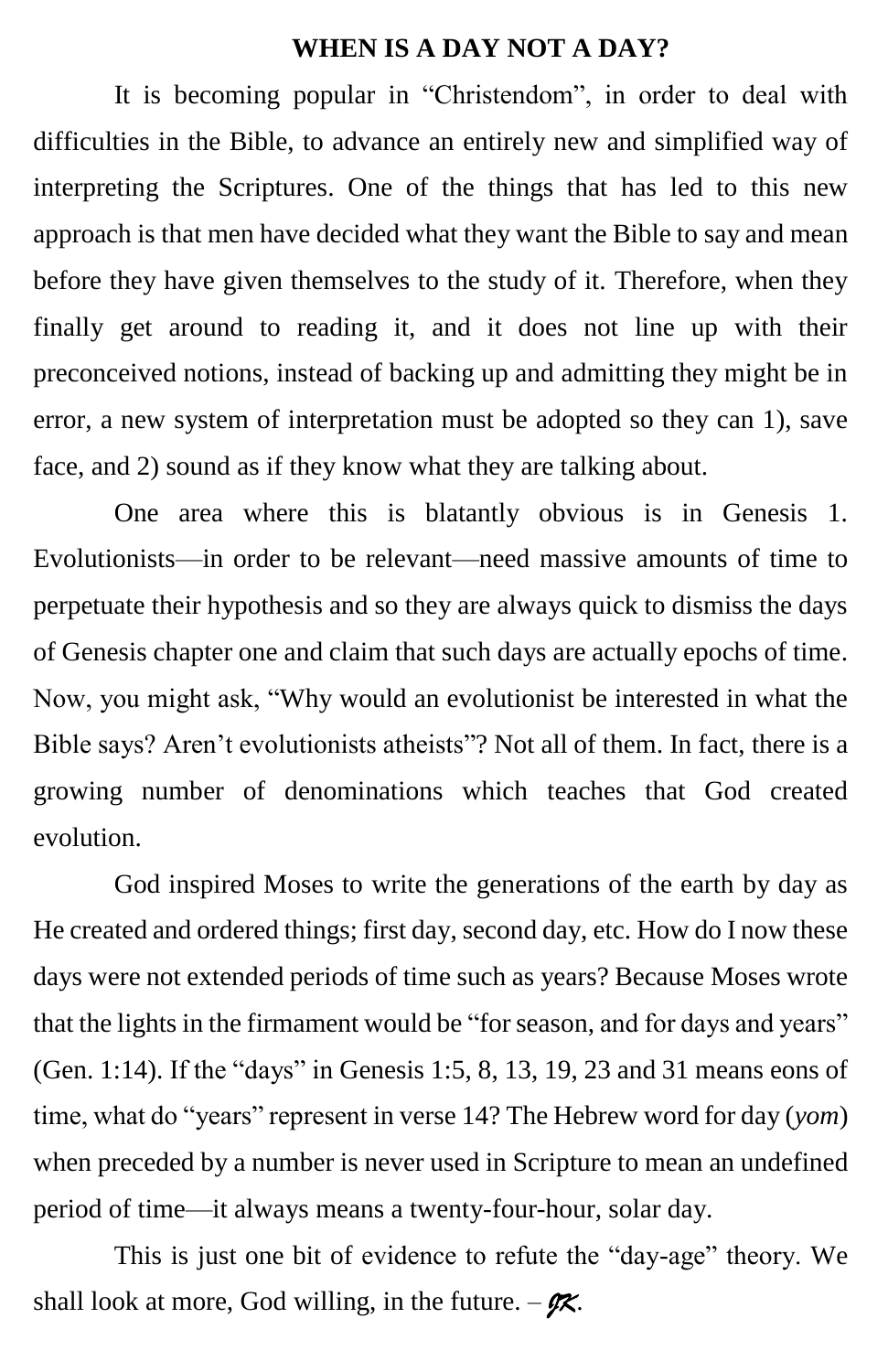## WHEN IS A DAY NOT A DAY?

It is becoming popular in "Christendom", in order to deal with difficulties in the Bible, to advance an entirely new and simplified way of interpreting the Scriptures. One of the things that has led to this new approach is that men have decided what they want the Bible to say and mean before they have given themselves to the study of it. Therefore, when they finally get around to reading it, and it does not line up with their preconceived notions, instead of backing up and admitting they might be in error, a new system of interpretation must be adopted so they can 1), save face, and 2) sound as if they know what they are talking about.

One area where this is blatantly obvious is in Genesis 1. Evolutionists—in order to be relevant—need massive amounts of time to perpetuate their hypothesis and so they are always quick to dismiss the days of Genesis chapter one and claim that such days are actually epochs of time. Now, you might ask, "Why would an evolutionist be interested in what the Bible says? Aren't evolutionists atheists"? Not all of them. In fact, there is a growing number of denominations which teaches that God created evolution.

God inspired Moses to write the generations of the earth by day as He created and ordered things; first day, second day, etc. How do I now these days were not extended periods of time such as years? Because Moses wrote that the lights in the firmament would be "for season, and for days and years" (Gen. 1:14). If the "days" in Genesis 1:5, 8, 13, 19, 23 and 31 means eons of time, what do "years" represent in verse 14? The Hebrew word for day (*yom*) when preceded by a number is never used in Scripture to mean an undefined period of time—it always means a twenty-four-hour, solar day.

This is just one bit of evidence to refute the "day-age" theory. We shall look at more, God willing, in the future. – *JK*.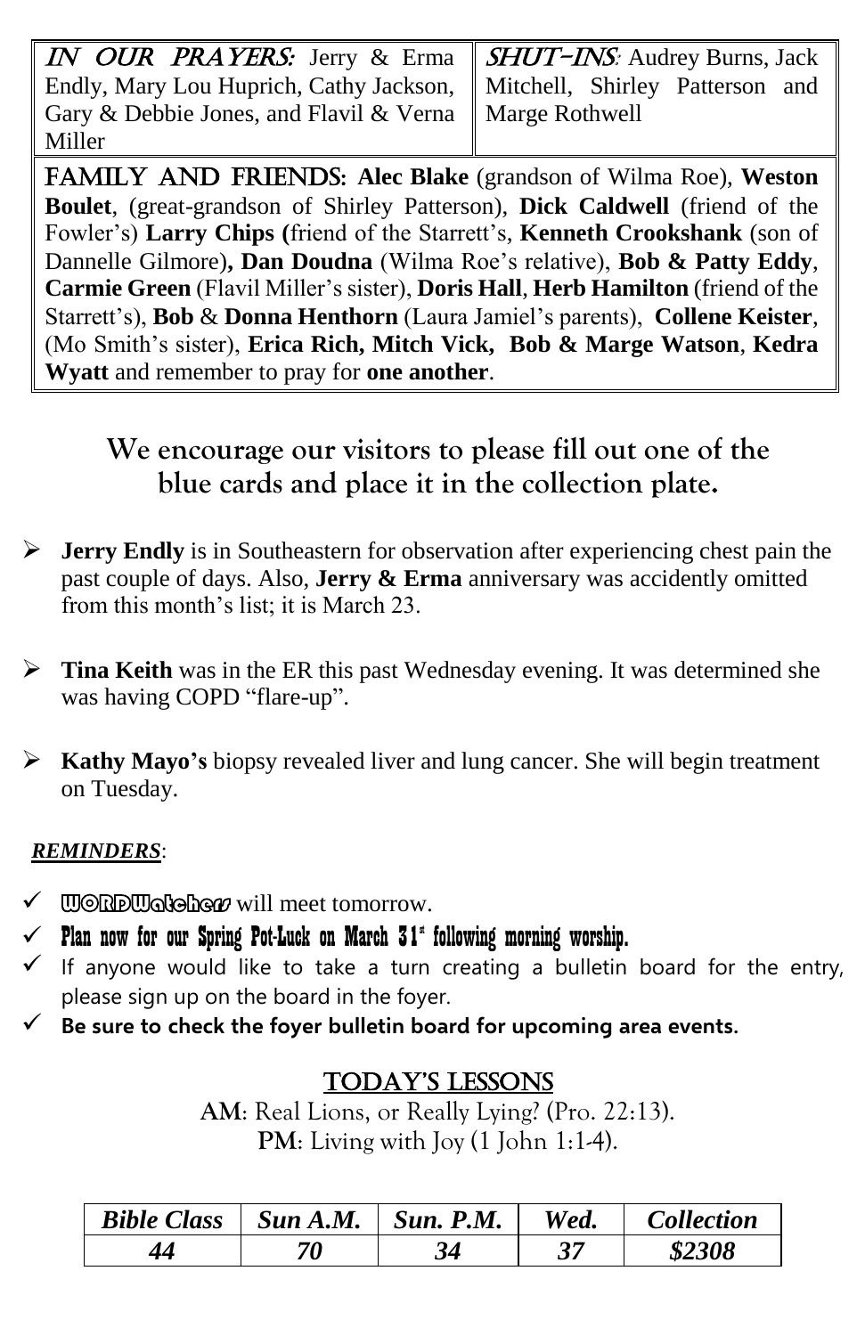**IN OUR PRAYERS:** Jerry & Erma Endly, Mary Lou Huprich, Cathy Jackson, Gary & Debbie Jones, and Flavil & Verna Miller

**SHUT-INS:** Audrey Burns, Jack Mitchell, Shirley Patterson and Marge Rothwell

**FAMILY AND FRIENDS:** **Alec Blake** (grandson of Wilma Roe), **Weston Boulet**, (great-grandson of Shirley Patterson), **Dick Caldwell** (friend of the Fowler's) **Larry Chips (**friend of the Starrett's, **Kenneth Crookshank** (son of Dannelle Gilmore)**, Dan Doudna** (Wilma Roe's relative), **Bob & Patty Eddy**, **Carmie Green** (Flavil Miller's sister), **Doris Hall**, **Herb Hamilton** (friend of the Starrett's), **Bob** & **Donna Henthorn** (Laura Jamiel's parents), **Collene Keister**, (Mo Smith's sister), **Erica Rich, Mitch Vick, Bob & Marge Watson**, **Kedra Wyatt** and remember to pray for **one another**.

## We encourage our visitors to please fill out one of the blue cards and place it in the collection plate.

- **Jerry Endly** is in Southeastern for observation after experiencing chest pain the past couple of days. Also, **Jerry & Erma** anniversary was accidently omitted from this month's list; it is March 23.
- **Tina Keith** was in the ER this past Wednesday evening. It was determined she was having COPD "flare-up".
- **Kathy Mayo's** biopsy revealed liver and lung cancer. She will begin treatment on Tuesday.

***REMINDERS***:

- ✓ WORDWatchers will meet tomorrow.
- ✓ **Plan now for our Spring Pot-Luck on March 31st following morning worship.**
- ✓ If anyone would like to take a turn creating a bulletin board for the entry, please sign up on the board in the foyer.
- ✓ **Be sure to check the foyer bulletin board for upcoming area events.**

## TODAY'S LESSONS

**AM**: Real Lions, or Really Lying? (Pro. 22:13).
**PM**: Living with Joy (1 John 1:1-4).

| *Bible Class* | *Sun A.M.* | *Sun. P.M.* | *Wed.* | *Collection* |
|---|---|---|---|---|
| *44* | *70* | *34* | *37* | *$2308* |